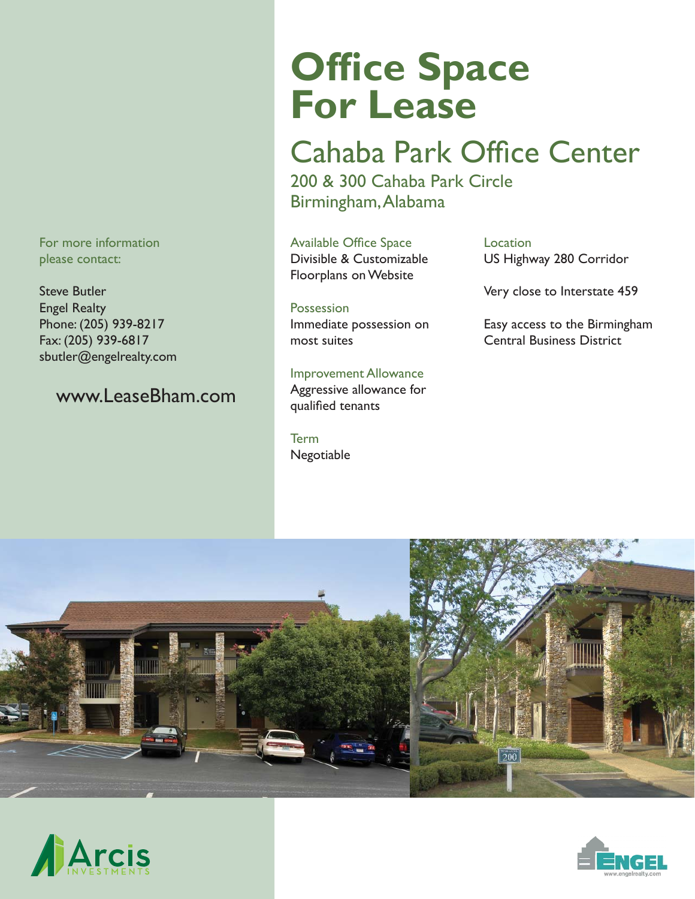# Office Space For Lease

## Cahaba Park Office Center

200 & 300 Cahaba Park Circle
Birmingham, Alabama

**Available Office Space**
Divisible & Customizable Floorplans on Website

**Possession**
Immediate possession on most suites

**Improvement Allowance**
Aggressive allowance for qualified tenants

**Term**
Negotiable

**Location**
US Highway 280 Corridor

Very close to Interstate 459

Easy access to the Birmingham Central Business District

For more information please contact:

Steve Butler
Engel Realty
Phone: (205) 939-8217
Fax: (205) 939-6817
sbutler@engelrealty.com

www.LeaseBham.com

Arcis INVESTMENTS

ENGEL
www.engelrealty.com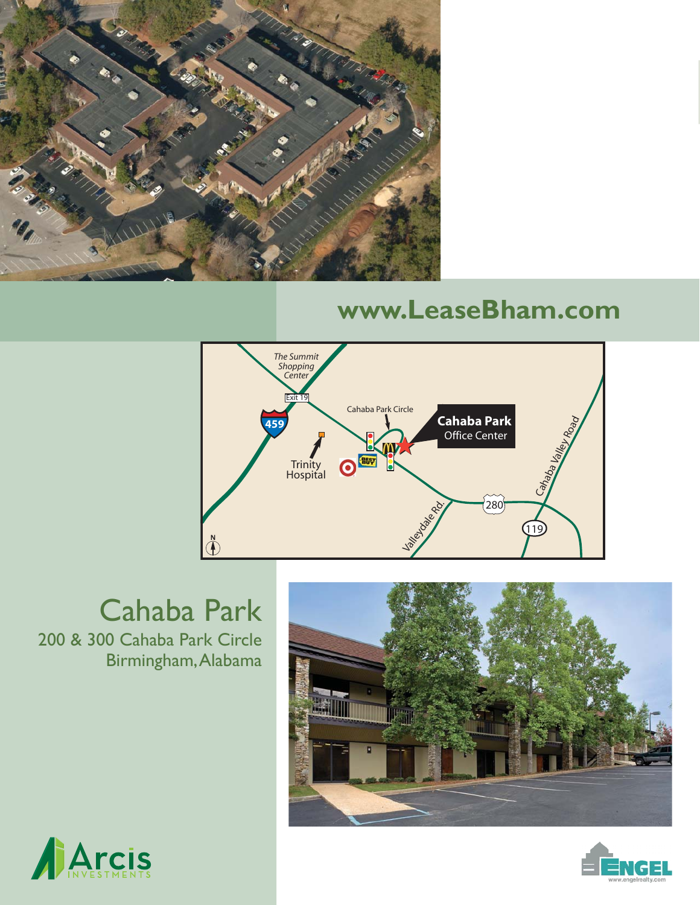**www.LeaseBham.com**

# Cahaba Park

200 & 300 Cahaba Park Circle
Birmingham, Alabama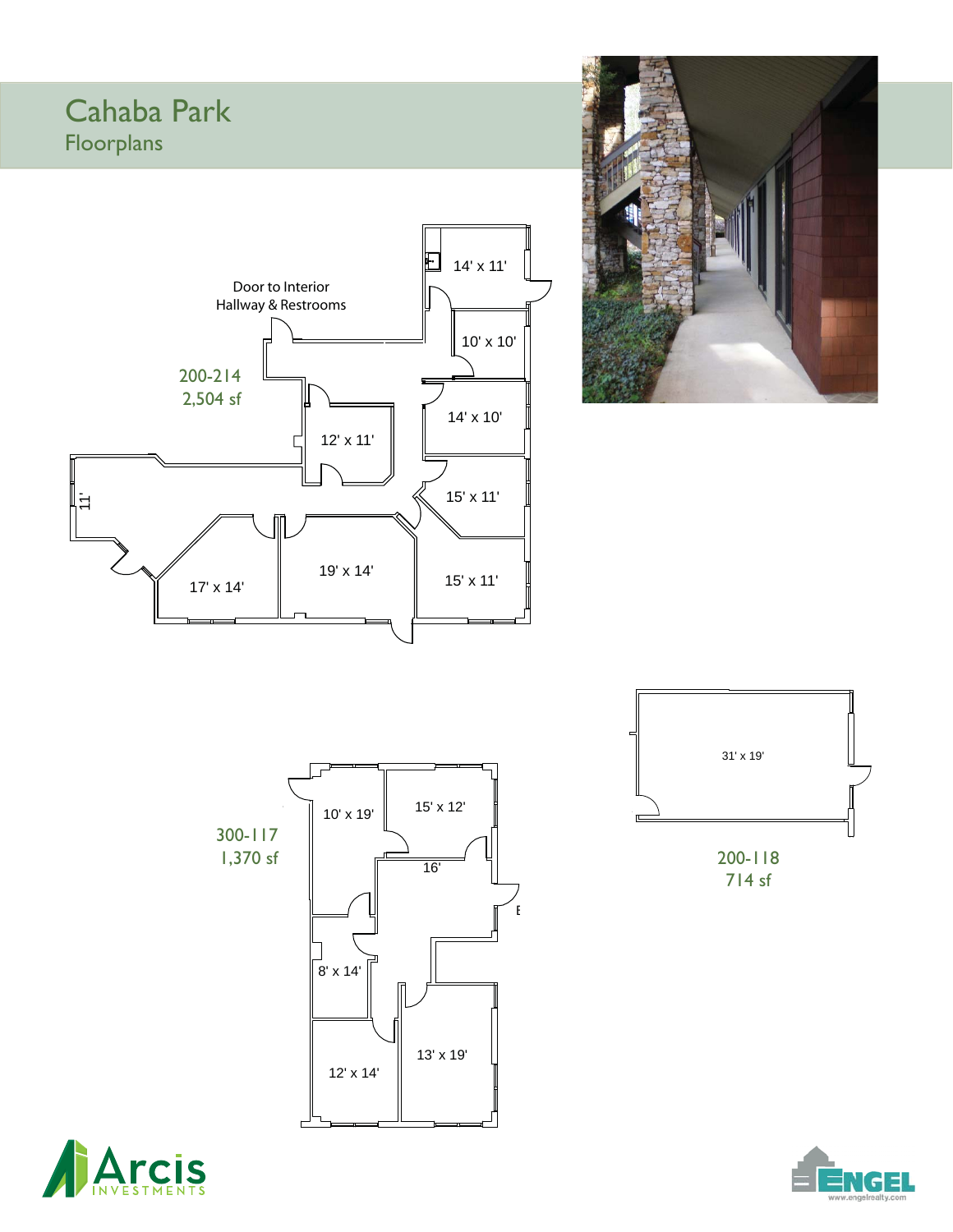# Cahaba Park

## Floorplans

Door to Interior Hallway & Restrooms

200-214
2,504 sf

14' x 11'

10' x 10'

14' x 10'

12' x 11'

15' x 11'

11'

17' x 14'

19' x 14'

15' x 11'

300-117
1,370 sf

10' x 19'

15' x 12'

16'

8' x 14'

12' x 14'

13' x 19'

31' x 19'

200-118
714 sf

Arcis INVESTMENTS

ENGEL
www.engelrealty.com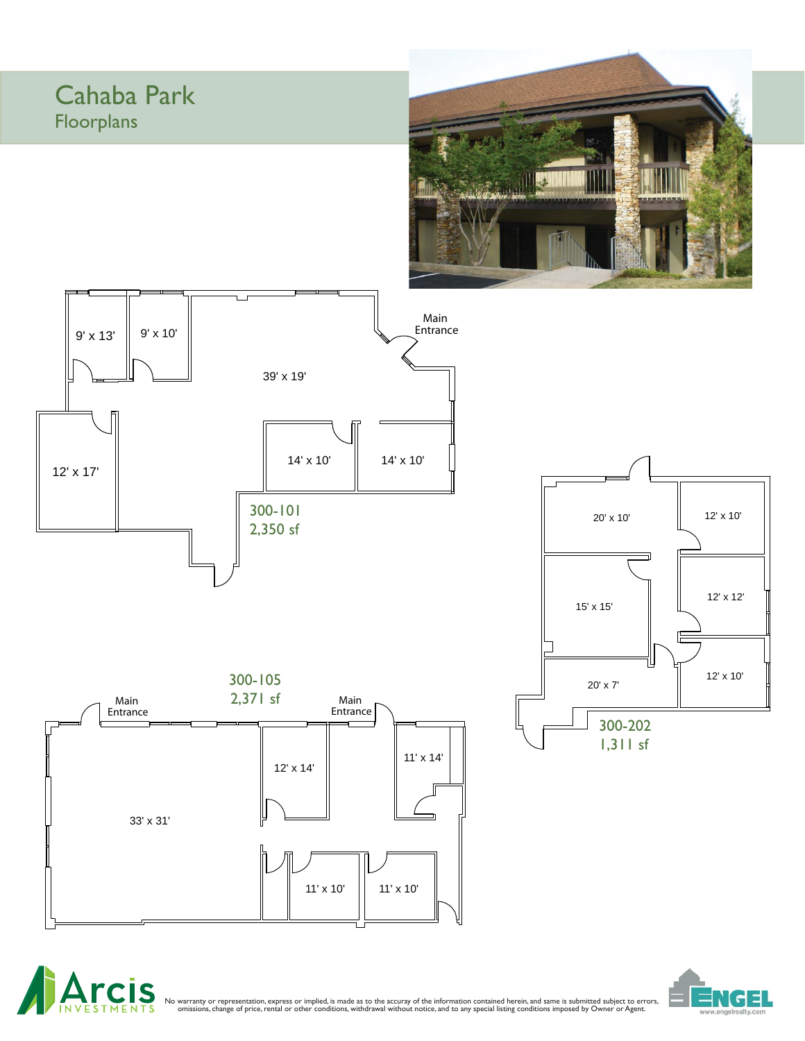# Cahaba Park

## Floorplans

Main Entrance

9' x 13'

9' x 10'

39' x 19'

12' x 17'

14' x 10'

14' x 10'

300-101
2,350 sf

20' x 10'

12' x 10'

15' x 15'

12' x 12'

20' x 7'

12' x 10'

300-202
1,311 sf

300-105
2,371 sf

Main Entrance

Main Entrance

12' x 14'

11' x 14'

33' x 31'

11' x 10'

11' x 10'

Arcis INVESTMENTS

No warranty or representation, express or implied, is made as to the accuray of the information contained herein, and same is submitted subject to errors, omissions, change of price, rental or other conditions, withdrawal without notice, and to any special listing conditions imposed by Owner or Agent.

ENGEL
www.engelrealty.com